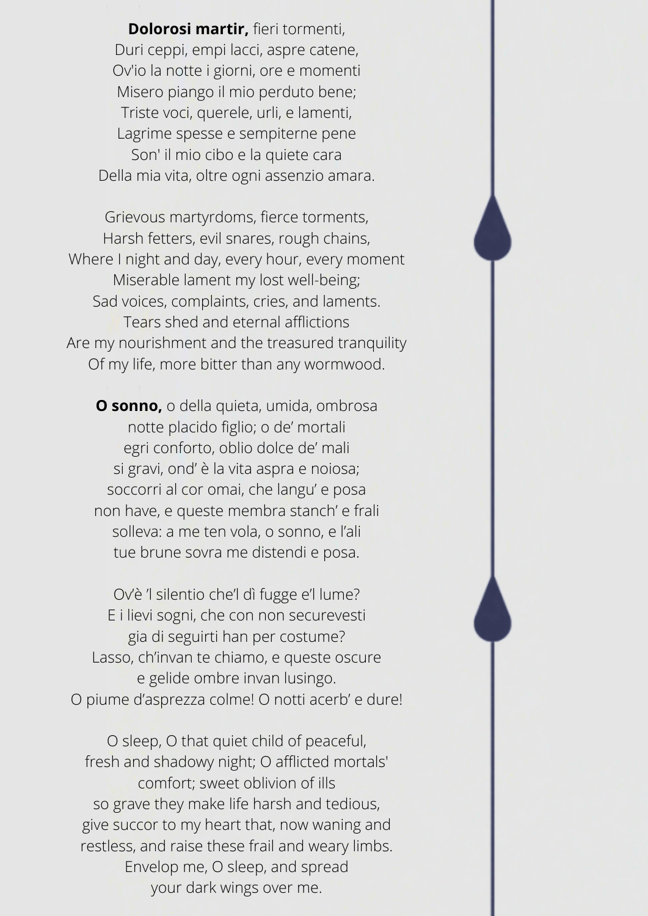**Dolorosi martir,** fieri tormenti,
Duri ceppi, empi lacci, aspre catene,
Ov'io la notte i giorni, ore e momenti
Misero piango il mio perduto bene;
Triste voci, querele, urli, e lamenti,
Lagrime spesse e sempiterne pene
Son' il mio cibo e la quiete cara
Della mia vita, oltre ogni assenzio amara.

Grievous martyrdoms, fierce torments,
Harsh fetters, evil snares, rough chains,
Where I night and day, every hour, every moment
Miserable lament my lost well-being;
Sad voices, complaints, cries, and laments.
Tears shed and eternal afflictions
Are my nourishment and the treasured tranquility
Of my life, more bitter than any wormwood.

**O sonno,** o della quieta, umida, ombrosa
notte placido figlio; o de' mortali
egri conforto, oblio dolce de' mali
si gravi, ond' è la vita aspra e noiosa;
soccorri al cor omai, che langu' e posa
non have, e queste membra stanch' e frali
solleva: a me ten vola, o sonno, e l'ali
tue brune sovra me distendi e posa.

Ov'è 'l silentio che'l dì fugge e'l lume?
E i lievi sogni, che con non securevesti
gia di seguirti han per costume?
Lasso, ch'invan te chiamo, e queste oscure
e gelide ombre invan lusingo.
O piume d'asprezza colme! O notti acerb' e dure!

O sleep, O that quiet child of peaceful,
fresh and shadowy night; O afflicted mortals'
comfort; sweet oblivion of ills
so grave they make life harsh and tedious,
give succor to my heart that, now waning and
restless, and raise these frail and weary limbs.
Envelop me, O sleep, and spread
your dark wings over me.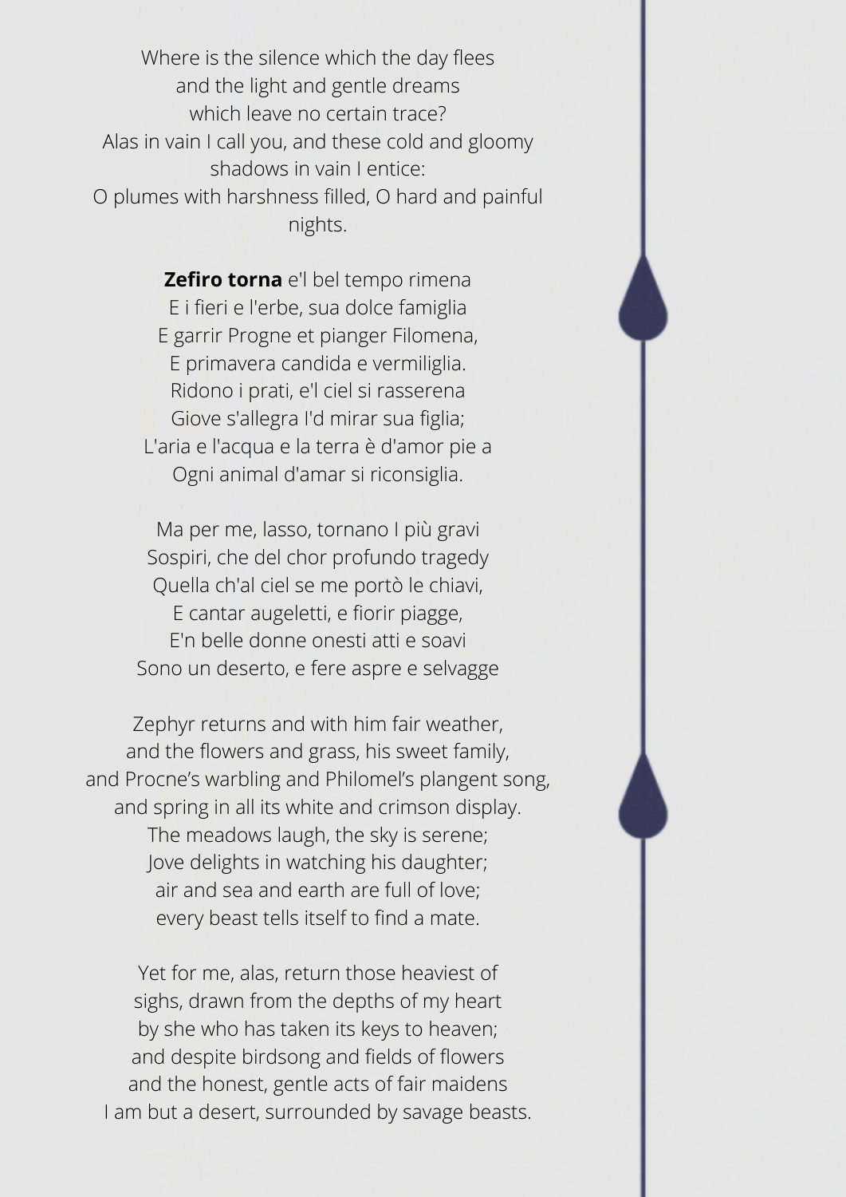Where is the silence which the day flees
and the light and gentle dreams
which leave no certain trace?
Alas in vain I call you, and these cold and gloomy
shadows in vain I entice:
O plumes with harshness filled, O hard and painful
nights.

**Zefiro torna** e'l bel tempo rimena
E i fieri e l'erbe, sua dolce famiglia
E garrir Progne et pianger Filomena,
E primavera candida e vermiliglia.
Ridono i prati, e'l ciel si rasserena
Giove s'allegra l'd mirar sua figlia;
L'aria e l'acqua e la terra è d'amor pie a
Ogni animal d'amar si riconsiglia.

Ma per me, lasso, tornano I più gravi
Sospiri, che del chor profundo tragedy
Quella ch'al ciel se me portò le chiavi,
E cantar augeletti, e fiorir piagge,
E'n belle donne onesti atti e soavi
Sono un deserto, e fere aspre e selvagge

Zephyr returns and with him fair weather,
and the flowers and grass, his sweet family,
and Procne's warbling and Philomel's plangent song,
and spring in all its white and crimson display.
The meadows laugh, the sky is serene;
Jove delights in watching his daughter;
air and sea and earth are full of love;
every beast tells itself to find a mate.

Yet for me, alas, return those heaviest of
sighs, drawn from the depths of my heart
by she who has taken its keys to heaven;
and despite birdsong and fields of flowers
and the honest, gentle acts of fair maidens
I am but a desert, surrounded by savage beasts.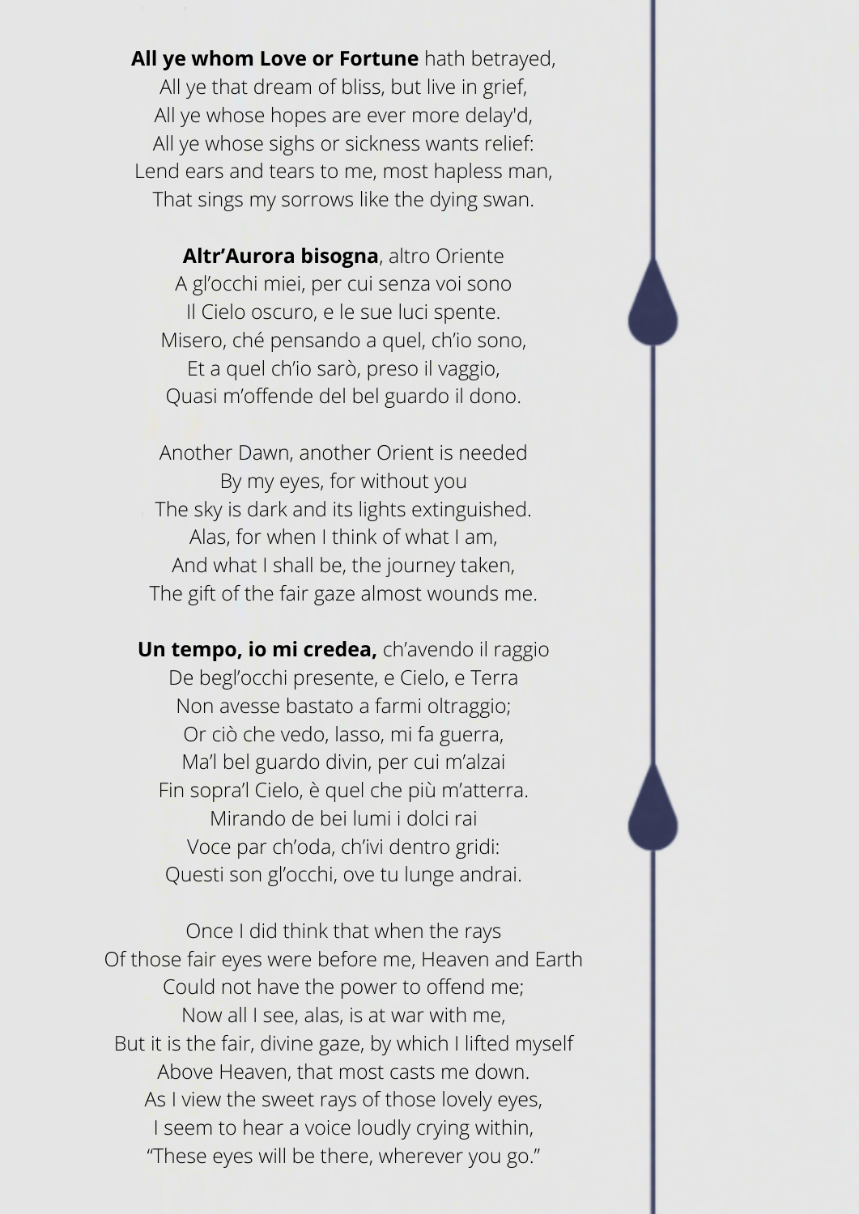**All ye whom Love or Fortune** hath betrayed,
All ye that dream of bliss, but live in grief,
All ye whose hopes are ever more delay'd,
All ye whose sighs or sickness wants relief:
Lend ears and tears to me, most hapless man,
That sings my sorrows like the dying swan.

**Altr'Aurora bisogna**, altro Oriente
A gl'occhi miei, per cui senza voi sono
Il Cielo oscuro, e le sue luci spente.
Misero, ché pensando a quel, ch'io sono,
Et a quel ch'io sarò, preso il vaggio,
Quasi m'offende del bel guardo il dono.

Another Dawn, another Orient is needed
By my eyes, for without you
The sky is dark and its lights extinguished.
Alas, for when I think of what I am,
And what I shall be, the journey taken,
The gift of the fair gaze almost wounds me.

**Un tempo, io mi credea,** ch'avendo il raggio
De begl'occhi presente, e Cielo, e Terra
Non avesse bastato a farmi oltraggio;
Or ciò che vedo, lasso, mi fa guerra,
Ma'l bel guardo divin, per cui m'alzai
Fin sopra'l Cielo, è quel che più m'atterra.
Mirando de bei lumi i dolci rai
Voce par ch'oda, ch'ivi dentro gridi:
Questi son gl'occhi, ove tu lunge andrai.

Once I did think that when the rays
Of those fair eyes were before me, Heaven and Earth
Could not have the power to offend me;
Now all I see, alas, is at war with me,
But it is the fair, divine gaze, by which I lifted myself
Above Heaven, that most casts me down.
As I view the sweet rays of those lovely eyes,
I seem to hear a voice loudly crying within,
"These eyes will be there, wherever you go."